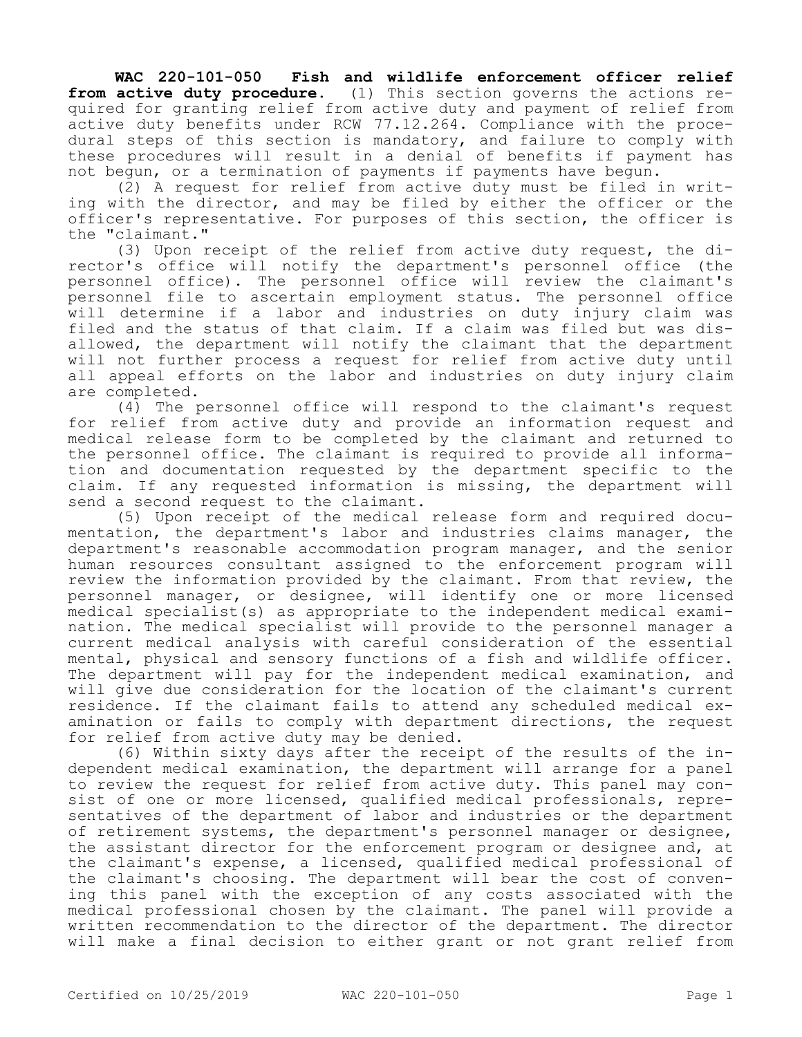**WAC 220-101-050 Fish and wildlife enforcement officer relief from active duty procedure.** (1) This section governs the actions required for granting relief from active duty and payment of relief from active duty benefits under RCW 77.12.264. Compliance with the procedural steps of this section is mandatory, and failure to comply with these procedures will result in a denial of benefits if payment has not begun, or a termination of payments if payments have begun.

(2) A request for relief from active duty must be filed in writing with the director, and may be filed by either the officer or the officer's representative. For purposes of this section, the officer is the "claimant."

(3) Upon receipt of the relief from active duty request, the director's office will notify the department's personnel office (the personnel office). The personnel office will review the claimant's personnel file to ascertain employment status. The personnel office will determine if a labor and industries on duty injury claim was filed and the status of that claim. If a claim was filed but was disallowed, the department will notify the claimant that the department will not further process a request for relief from active duty until all appeal efforts on the labor and industries on duty injury claim are completed.

(4) The personnel office will respond to the claimant's request for relief from active duty and provide an information request and medical release form to be completed by the claimant and returned to the personnel office. The claimant is required to provide all information and documentation requested by the department specific to the claim. If any requested information is missing, the department will send a second request to the claimant.

(5) Upon receipt of the medical release form and required documentation, the department's labor and industries claims manager, the department's reasonable accommodation program manager, and the senior human resources consultant assigned to the enforcement program will review the information provided by the claimant. From that review, the personnel manager, or designee, will identify one or more licensed medical specialist(s) as appropriate to the independent medical examination. The medical specialist will provide to the personnel manager a current medical analysis with careful consideration of the essential mental, physical and sensory functions of a fish and wildlife officer. The department will pay for the independent medical examination, and will give due consideration for the location of the claimant's current residence. If the claimant fails to attend any scheduled medical examination or fails to comply with department directions, the request for relief from active duty may be denied.

(6) Within sixty days after the receipt of the results of the independent medical examination, the department will arrange for a panel to review the request for relief from active duty. This panel may consist of one or more licensed, qualified medical professionals, representatives of the department of labor and industries or the department of retirement systems, the department's personnel manager or designee, the assistant director for the enforcement program or designee and, at the claimant's expense, a licensed, qualified medical professional of the claimant's choosing. The department will bear the cost of convening this panel with the exception of any costs associated with the medical professional chosen by the claimant. The panel will provide a written recommendation to the director of the department. The director will make a final decision to either grant or not grant relief from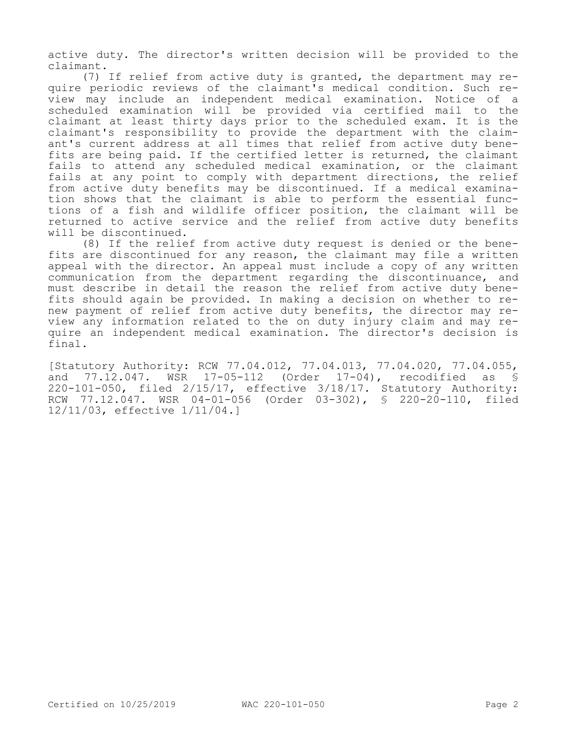active duty. The director's written decision will be provided to the claimant.

(7) If relief from active duty is granted, the department may require periodic reviews of the claimant's medical condition. Such review may include an independent medical examination. Notice of a scheduled examination will be provided via certified mail to the claimant at least thirty days prior to the scheduled exam. It is the claimant's responsibility to provide the department with the claimant's current address at all times that relief from active duty benefits are being paid. If the certified letter is returned, the claimant fails to attend any scheduled medical examination, or the claimant fails at any point to comply with department directions, the relief from active duty benefits may be discontinued. If a medical examination shows that the claimant is able to perform the essential functions of a fish and wildlife officer position, the claimant will be returned to active service and the relief from active duty benefits will be discontinued.

(8) If the relief from active duty request is denied or the benefits are discontinued for any reason, the claimant may file a written appeal with the director. An appeal must include a copy of any written communication from the department regarding the discontinuance, and must describe in detail the reason the relief from active duty benefits should again be provided. In making a decision on whether to renew payment of relief from active duty benefits, the director may review any information related to the on duty injury claim and may require an independent medical examination. The director's decision is final.

[Statutory Authority: RCW 77.04.012, 77.04.013, 77.04.020, 77.04.055, and 77.12.047. WSR 17-05-112 (Order 17-04), recodified as § 220-101-050, filed 2/15/17, effective 3/18/17. Statutory Authority: RCW 77.12.047. WSR 04-01-056 (Order 03-302), § 220-20-110, filed 12/11/03, effective 1/11/04.]